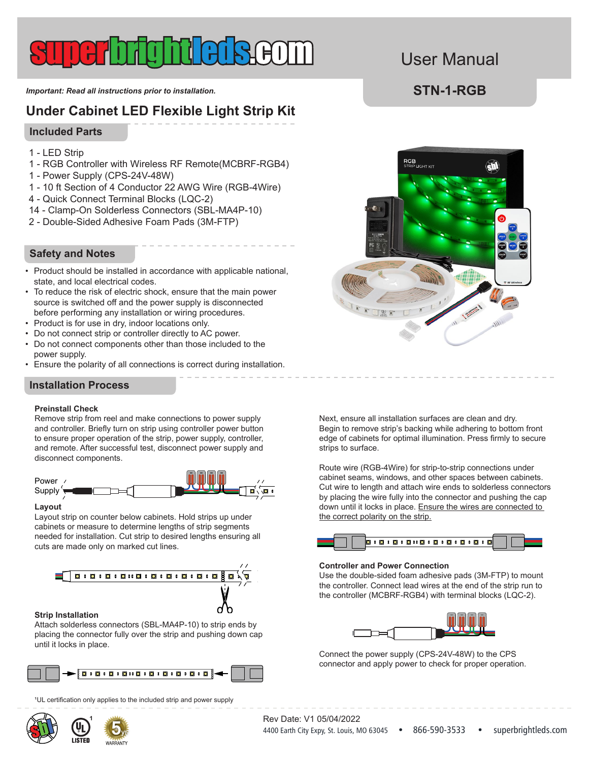# User Manual

**STN-1-RGB**

***Important: Read all instructions prior to installation.***

## Under Cabinet LED Flexible Light Strip Kit

### Included Parts

1 - LED Strip
1 - RGB Controller with Wireless RF Remote(MCBRF-RGB4)
1 - Power Supply (CPS-24V-48W)
1 - 10 ft Section of 4 Conductor 22 AWG Wire (RGB-4Wire)
4 - Quick Connect Terminal Blocks (LQC-2)
14 - Clamp-On Solderless Connectors (SBL-MA4P-10)
2 - Double-Sided Adhesive Foam Pads (3M-FTP)

### Safety and Notes

- Product should be installed in accordance with applicable national, state, and local electrical codes.
- To reduce the risk of electric shock, ensure that the main power source is switched off and the power supply is disconnected before performing any installation or wiring procedures.
- Product is for use in dry, indoor locations only.
- Do not connect strip or controller directly to AC power.
- Do not connect components other than those included to the power supply.
- Ensure the polarity of all connections is correct during installation.

### Installation Process

**Preinstall Check**

Remove strip from reel and make connections to power supply and controller. Briefly turn on strip using controller power button to ensure proper operation of the strip, power supply, controller, and remote. After successful test, disconnect power supply and disconnect components.

Power Supply

**Layout**

Layout strip on counter below cabinets. Hold strips up under cabinets or measure to determine lengths of strip segments needed for installation. Cut strip to desired lengths ensuring all cuts are made only on marked cut lines.

**Strip Installation**

Attach solderless connectors (SBL-MA4P-10) to strip ends by placing the connector fully over the strip and pushing down cap until it locks in place.

Next, ensure all installation surfaces are clean and dry. Begin to remove strip's backing while adhering to bottom front edge of cabinets for optimal illumination. Press firmly to secure strips to surface.

Route wire (RGB-4Wire) for strip-to-strip connections under cabinet seams, windows, and other spaces between cabinets. Cut wire to length and attach wire ends to solderless connectors by placing the wire fully into the connector and pushing the cap down until it locks in place. Ensure the wires are connected to the correct polarity on the strip.

**Controller and Power Connection**

Use the double-sided foam adhesive pads (3M-FTP) to mount the controller. Connect lead wires at the end of the strip run to the controller (MCBRF-RGB4) with terminal blocks (LQC-2).

Connect the power supply (CPS-24V-48W) to the CPS connector and apply power to check for proper operation.

[1]UL certification only applies to the included strip and power supply

Rev Date: V1 05/04/2022

4400 Earth City Expy, St. Louis, MO 63045 • 866-590-3533 • superbrightleds.com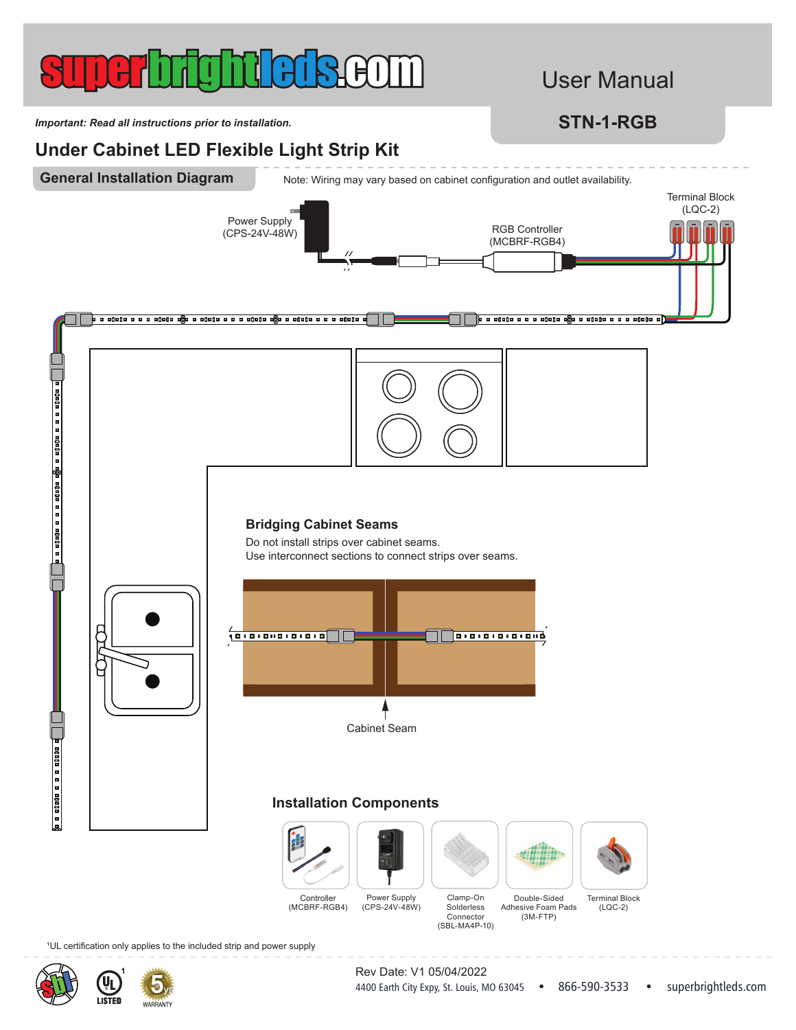superbrightleds.com

# User Manual

**STN-1-RGB**

***Important: Read all instructions prior to installation.***

## Under Cabinet LED Flexible Light Strip Kit

### General Installation Diagram

Note: Wiring may vary based on cabinet configuration and outlet availability.

Power Supply (CPS-24V-48W)

RGB Controller (MCBRF-RGB4)

Terminal Block (LQC-2)

### Bridging Cabinet Seams

Do not install strips over cabinet seams.
Use interconnect sections to connect strips over seams.

Cabinet Seam

### Installation Components

Controller (MCBRF-RGB4)

Power Supply (CPS-24V-48W)

Clamp-On Solderless Connector (SBL-MA4P-10)

Double-Sided Adhesive Foam Pads (3M-FTP)

Terminal Block (LQC-2)

[1]UL certification only applies to the included strip and power supply

Rev Date: V1 05/04/2022

4400 Earth City Expy, St. Louis, MO 63045 • 866-590-3533 • superbrightleds.com